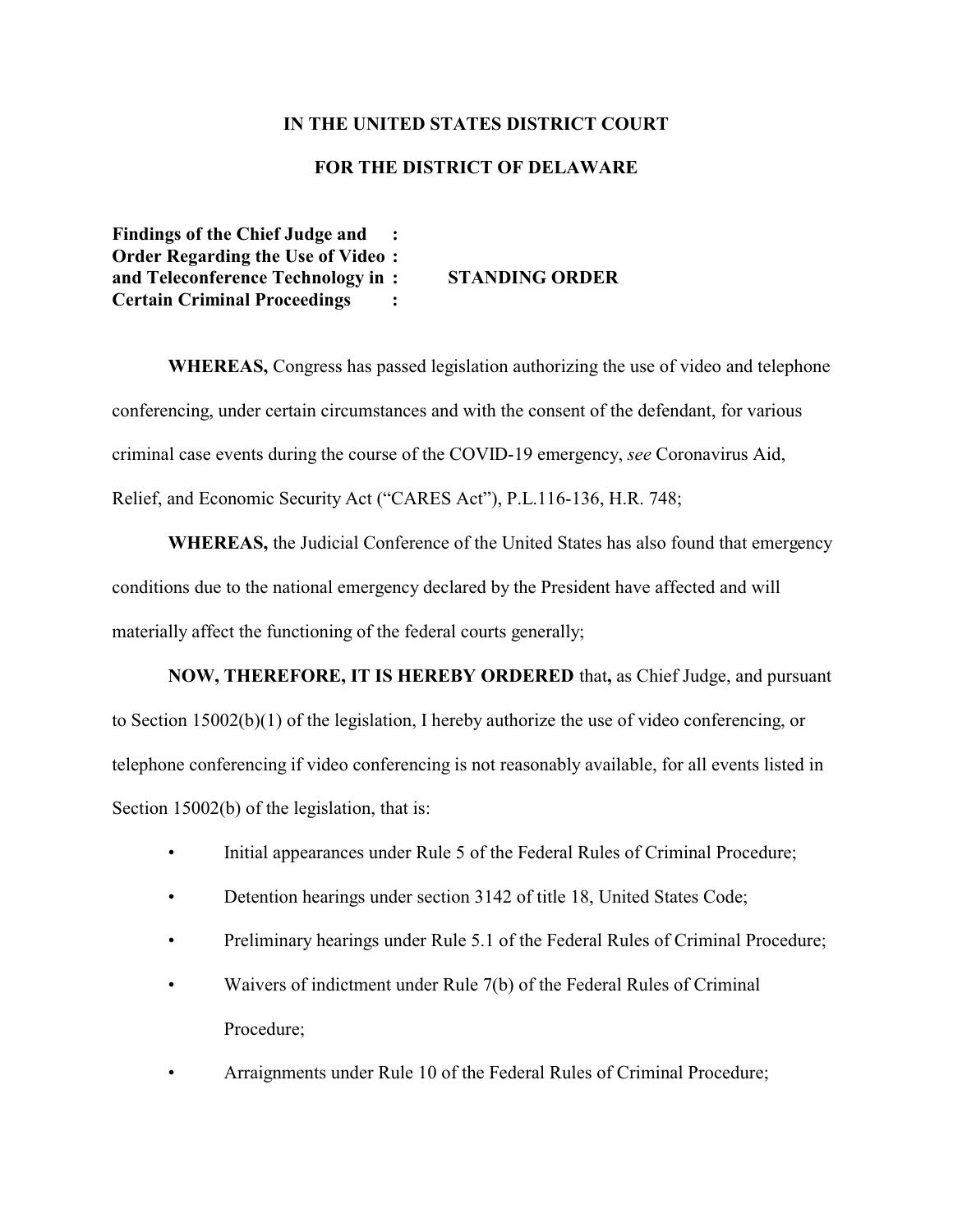**IN THE UNITED STATES DISTRICT COURT**

**FOR THE DISTRICT OF DELAWARE**

| | |
|---|---|
| **Findings of the Chief Judge and Order Regarding the Use of Video and Teleconference Technology in Certain Criminal Proceedings** | **STANDING ORDER** |

**WHEREAS,** Congress has passed legislation authorizing the use of video and telephone conferencing, under certain circumstances and with the consent of the defendant, for various criminal case events during the course of the COVID-19 emergency, *see* Coronavirus Aid, Relief, and Economic Security Act ("CARES Act"), P.L.116-136, H.R. 748;

**WHEREAS,** the Judicial Conference of the United States has also found that emergency conditions due to the national emergency declared by the President have affected and will materially affect the functioning of the federal courts generally;

**NOW, THEREFORE, IT IS HEREBY ORDERED** that**,** as Chief Judge, and pursuant to Section 15002(b)(1) of the legislation, I hereby authorize the use of video conferencing, or telephone conferencing if video conferencing is not reasonably available, for all events listed in Section 15002(b) of the legislation, that is:

- Initial appearances under Rule 5 of the Federal Rules of Criminal Procedure;
- Detention hearings under section 3142 of title 18, United States Code;
- Preliminary hearings under Rule 5.1 of the Federal Rules of Criminal Procedure;
- Waivers of indictment under Rule 7(b) of the Federal Rules of Criminal Procedure;
- Arraignments under Rule 10 of the Federal Rules of Criminal Procedure;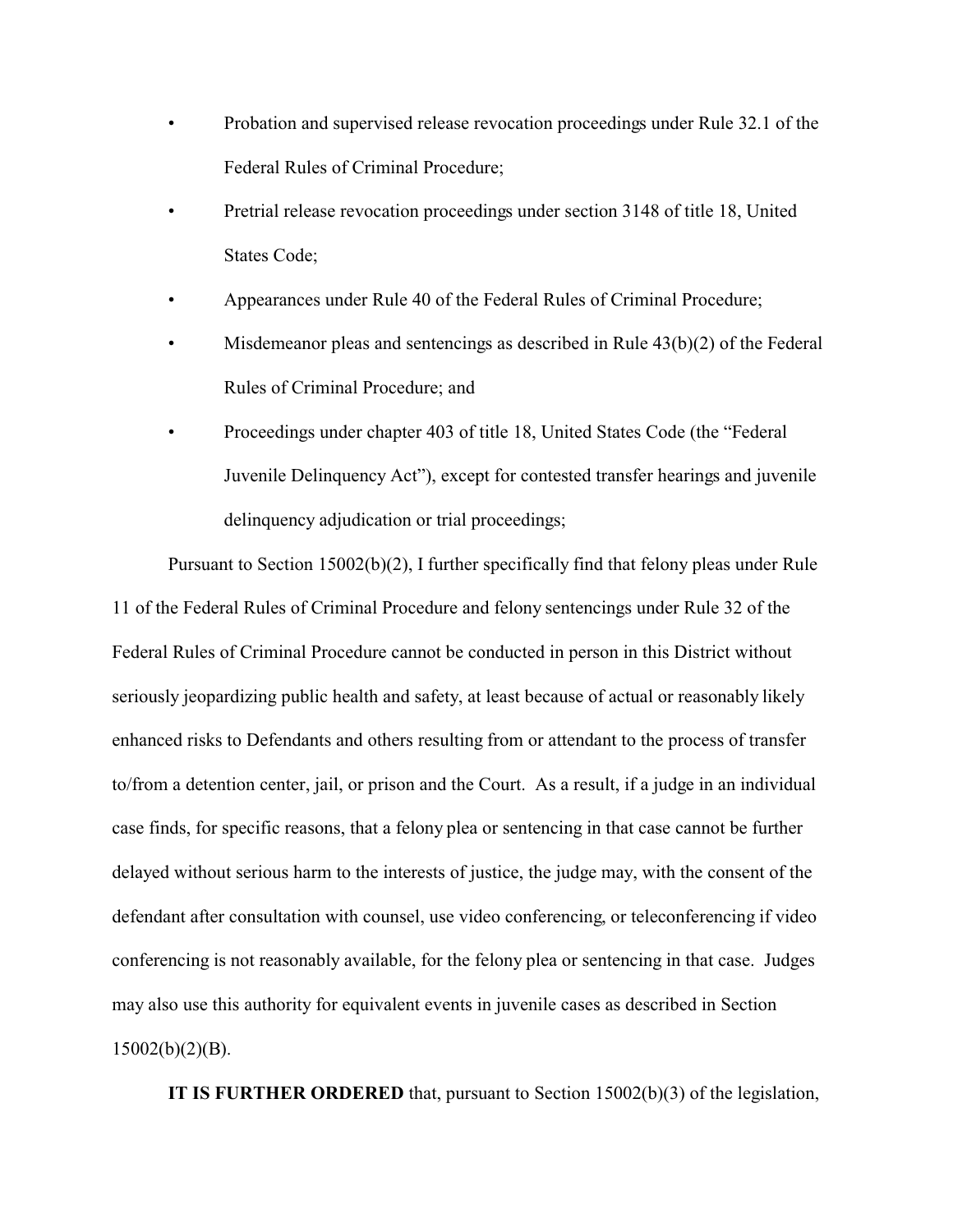- Probation and supervised release revocation proceedings under Rule 32.1 of the Federal Rules of Criminal Procedure;
- Pretrial release revocation proceedings under section 3148 of title 18, United States Code;
- Appearances under Rule 40 of the Federal Rules of Criminal Procedure;
- Misdemeanor pleas and sentencings as described in Rule 43(b)(2) of the Federal Rules of Criminal Procedure; and
- Proceedings under chapter 403 of title 18, United States Code (the "Federal Juvenile Delinquency Act"), except for contested transfer hearings and juvenile delinquency adjudication or trial proceedings;

Pursuant to Section 15002(b)(2), I further specifically find that felony pleas under Rule 11 of the Federal Rules of Criminal Procedure and felony sentencings under Rule 32 of the Federal Rules of Criminal Procedure cannot be conducted in person in this District without seriously jeopardizing public health and safety, at least because of actual or reasonably likely enhanced risks to Defendants and others resulting from or attendant to the process of transfer to/from a detention center, jail, or prison and the Court. As a result, if a judge in an individual case finds, for specific reasons, that a felony plea or sentencing in that case cannot be further delayed without serious harm to the interests of justice, the judge may, with the consent of the defendant after consultation with counsel, use video conferencing, or teleconferencing if video conferencing is not reasonably available, for the felony plea or sentencing in that case. Judges may also use this authority for equivalent events in juvenile cases as described in Section 15002(b)(2)(B).

**IT IS FURTHER ORDERED** that, pursuant to Section 15002(b)(3) of the legislation,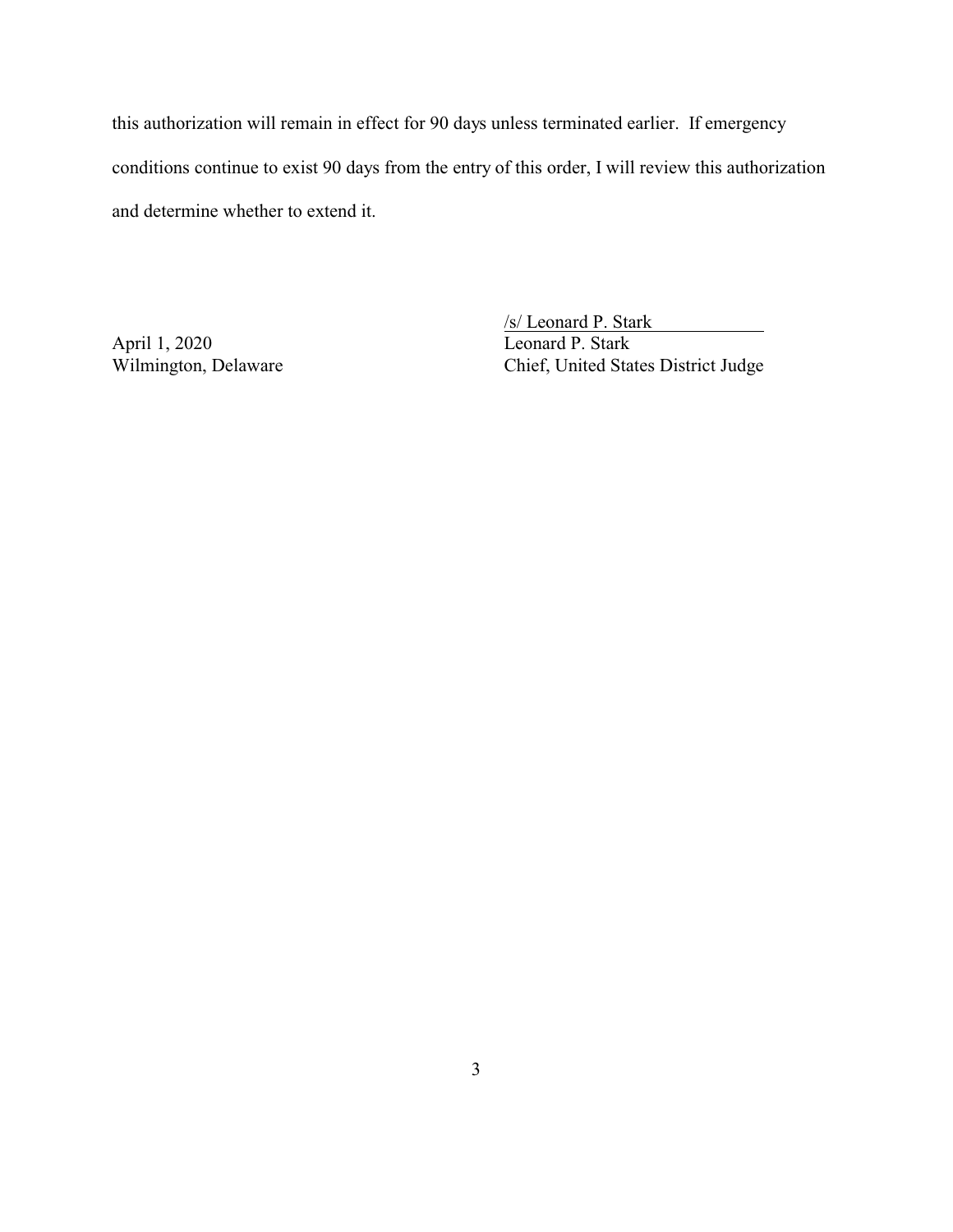this authorization will remain in effect for 90 days unless terminated earlier. If emergency conditions continue to exist 90 days from the entry of this order, I will review this authorization and determine whether to extend it.

April 1, 2020
Wilmington, Delaware

/s/ Leonard P. Stark
Leonard P. Stark
Chief, United States District Judge